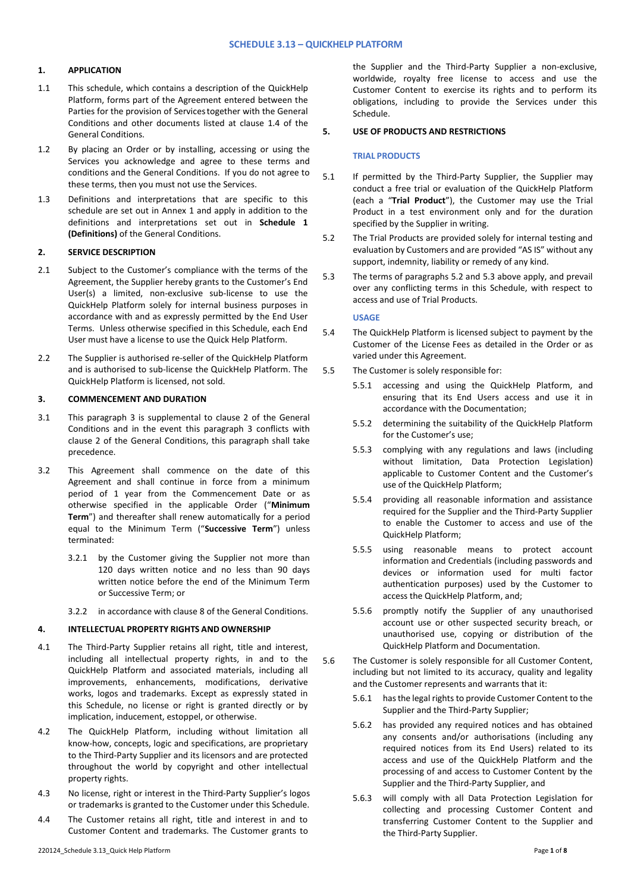# SCHEDULE 3.13 – QUICKHELP PLATFORM

## 1. APPLICATION

1.1 This schedule, which contains a description of the QuickHelp Platform, forms part of the Agreement entered between the Parties for the provision of Services together with the General Conditions and other documents listed at clause 1.4 of the General Conditions.

1.2 By placing an Order or by installing, accessing or using the Services you acknowledge and agree to these terms and conditions and the General Conditions. If you do not agree to these terms, then you must not use the Services.

1.3 Definitions and interpretations that are specific to this schedule are set out in Annex 1 and apply in addition to the definitions and interpretations set out in **Schedule 1 (Definitions)** of the General Conditions.

## 2. SERVICE DESCRIPTION

2.1 Subject to the Customer's compliance with the terms of the Agreement, the Supplier hereby grants to the Customer's End User(s) a limited, non-exclusive sub-license to use the QuickHelp Platform solely for internal business purposes in accordance with and as expressly permitted by the End User Terms. Unless otherwise specified in this Schedule, each End User must have a license to use the Quick Help Platform.

2.2 The Supplier is authorised re-seller of the QuickHelp Platform and is authorised to sub-license the QuickHelp Platform. The QuickHelp Platform is licensed, not sold.

## 3. COMMENCEMENT AND DURATION

3.1 This paragraph 3 is supplemental to clause 2 of the General Conditions and in the event this paragraph 3 conflicts with clause 2 of the General Conditions, this paragraph shall take precedence.

3.2 This Agreement shall commence on the date of this Agreement and shall continue in force from a minimum period of 1 year from the Commencement Date or as otherwise specified in the applicable Order ("**Minimum Term**") and thereafter shall renew automatically for a period equal to the Minimum Term ("**Successive Term**") unless terminated:

3.2.1 by the Customer giving the Supplier not more than 120 days written notice and no less than 90 days written notice before the end of the Minimum Term or Successive Term; or

3.2.2 in accordance with clause 8 of the General Conditions.

## 4. INTELLECTUAL PROPERTY RIGHTS AND OWNERSHIP

4.1 The Third-Party Supplier retains all right, title and interest, including all intellectual property rights, in and to the QuickHelp Platform and associated materials, including all improvements, enhancements, modifications, derivative works, logos and trademarks. Except as expressly stated in this Schedule, no license or right is granted directly or by implication, inducement, estoppel, or otherwise.

4.2 The QuickHelp Platform, including without limitation all know-how, concepts, logic and specifications, are proprietary to the Third-Party Supplier and its licensors and are protected throughout the world by copyright and other intellectual property rights.

4.3 No license, right or interest in the Third-Party Supplier's logos or trademarks is granted to the Customer under this Schedule.

4.4 The Customer retains all right, title and interest in and to Customer Content and trademarks. The Customer grants to the Supplier and the Third-Party Supplier a non-exclusive, worldwide, royalty free license to access and use the Customer Content to exercise its rights and to perform its obligations, including to provide the Services under this Schedule.

## 5. USE OF PRODUCTS AND RESTRICTIONS

### TRIAL PRODUCTS

5.1 If permitted by the Third-Party Supplier, the Supplier may conduct a free trial or evaluation of the QuickHelp Platform (each a "**Trial Product**"), the Customer may use the Trial Product in a test environment only and for the duration specified by the Supplier in writing.

5.2 The Trial Products are provided solely for internal testing and evaluation by Customers and are provided "AS IS" without any support, indemnity, liability or remedy of any kind.

5.3 The terms of paragraphs 5.2 and 5.3 above apply, and prevail over any conflicting terms in this Schedule, with respect to access and use of Trial Products.

### USAGE

5.4 The QuickHelp Platform is licensed subject to payment by the Customer of the License Fees as detailed in the Order or as varied under this Agreement.

5.5 The Customer is solely responsible for:

5.5.1 accessing and using the QuickHelp Platform, and ensuring that its End Users access and use it in accordance with the Documentation;

5.5.2 determining the suitability of the QuickHelp Platform for the Customer's use;

5.5.3 complying with any regulations and laws (including without limitation, Data Protection Legislation) applicable to Customer Content and the Customer's use of the QuickHelp Platform;

5.5.4 providing all reasonable information and assistance required for the Supplier and the Third-Party Supplier to enable the Customer to access and use of the QuickHelp Platform;

5.5.5 using reasonable means to protect account information and Credentials (including passwords and devices or information used for multi factor authentication purposes) used by the Customer to access the QuickHelp Platform, and;

5.5.6 promptly notify the Supplier of any unauthorised account use or other suspected security breach, or unauthorised use, copying or distribution of the QuickHelp Platform and Documentation.

5.6 The Customer is solely responsible for all Customer Content, including but not limited to its accuracy, quality and legality and the Customer represents and warrants that it:

5.6.1 has the legal rights to provide Customer Content to the Supplier and the Third-Party Supplier;

5.6.2 has provided any required notices and has obtained any consents and/or authorisations (including any required notices from its End Users) related to its access and use of the QuickHelp Platform and the processing of and access to Customer Content by the Supplier and the Third-Party Supplier, and

5.6.3 will comply with all Data Protection Legislation for collecting and processing Customer Content and transferring Customer Content to the Supplier and the Third-Party Supplier.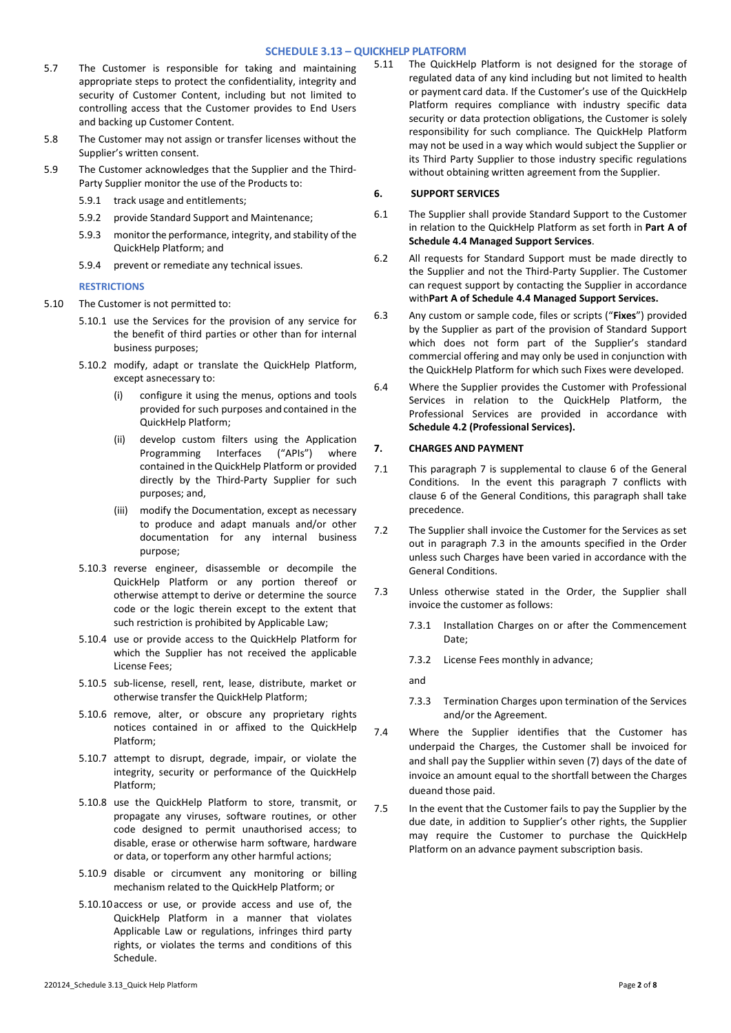5.7 The Customer is responsible for taking and maintaining appropriate steps to protect the confidentiality, integrity and security of Customer Content, including but not limited to controlling access that the Customer provides to End Users and backing up Customer Content.

5.8 The Customer may not assign or transfer licenses without the Supplier's written consent.

5.9 The Customer acknowledges that the Supplier and the Third-Party Supplier monitor the use of the Products to:

- 5.9.1 track usage and entitlements;
- 5.9.2 provide Standard Support and Maintenance;
- 5.9.3 monitor the performance, integrity, and stability of the QuickHelp Platform; and
- 5.9.4 prevent or remediate any technical issues.

**RESTRICTIONS**

5.10 The Customer is not permitted to:

- 5.10.1 use the Services for the provision of any service for the benefit of third parties or other than for internal business purposes;
- 5.10.2 modify, adapt or translate the QuickHelp Platform, except asnecessary to:
  - (i) configure it using the menus, options and tools provided for such purposes and contained in the QuickHelp Platform;
  - (ii) develop custom filters using the Application Programming Interfaces ("APIs") where contained in the QuickHelp Platform or provided directly by the Third-Party Supplier for such purposes; and,
  - (iii) modify the Documentation, except as necessary to produce and adapt manuals and/or other documentation for any internal business purpose;
- 5.10.3 reverse engineer, disassemble or decompile the QuickHelp Platform or any portion thereof or otherwise attempt to derive or determine the source code or the logic therein except to the extent that such restriction is prohibited by Applicable Law;
- 5.10.4 use or provide access to the QuickHelp Platform for which the Supplier has not received the applicable License Fees;
- 5.10.5 sub-license, resell, rent, lease, distribute, market or otherwise transfer the QuickHelp Platform;
- 5.10.6 remove, alter, or obscure any proprietary rights notices contained in or affixed to the QuickHelp Platform;
- 5.10.7 attempt to disrupt, degrade, impair, or violate the integrity, security or performance of the QuickHelp Platform;
- 5.10.8 use the QuickHelp Platform to store, transmit, or propagate any viruses, software routines, or other code designed to permit unauthorised access; to disable, erase or otherwise harm software, hardware or data, or toperform any other harmful actions;
- 5.10.9 disable or circumvent any monitoring or billing mechanism related to the QuickHelp Platform; or
- 5.10.10 access or use, or provide access and use of, the QuickHelp Platform in a manner that violates Applicable Law or regulations, infringes third party rights, or violates the terms and conditions of this Schedule.

5.11 The QuickHelp Platform is not designed for the storage of regulated data of any kind including but not limited to health or payment card data. If the Customer's use of the QuickHelp Platform requires compliance with industry specific data security or data protection obligations, the Customer is solely responsibility for such compliance. The QuickHelp Platform may not be used in a way which would subject the Supplier or its Third Party Supplier to those industry specific regulations without obtaining written agreement from the Supplier.

## 6. SUPPORT SERVICES

6.1 The Supplier shall provide Standard Support to the Customer in relation to the QuickHelp Platform as set forth in **Part A of Schedule 4.4 Managed Support Services**.

6.2 All requests for Standard Support must be made directly to the Supplier and not the Third-Party Supplier. The Customer can request support by contacting the Supplier in accordance with**Part A of Schedule 4.4 Managed Support Services.**

6.3 Any custom or sample code, files or scripts ("**Fixes**") provided by the Supplier as part of the provision of Standard Support which does not form part of the Supplier's standard commercial offering and may only be used in conjunction with the QuickHelp Platform for which such Fixes were developed.

6.4 Where the Supplier provides the Customer with Professional Services in relation to the QuickHelp Platform, the Professional Services are provided in accordance with **Schedule 4.2 (Professional Services).**

## 7. CHARGES AND PAYMENT

7.1 This paragraph 7 is supplemental to clause 6 of the General Conditions. In the event this paragraph 7 conflicts with clause 6 of the General Conditions, this paragraph shall take precedence.

7.2 The Supplier shall invoice the Customer for the Services as set out in paragraph 7.3 in the amounts specified in the Order unless such Charges have been varied in accordance with the General Conditions.

7.3 Unless otherwise stated in the Order, the Supplier shall invoice the customer as follows:

- 7.3.1 Installation Charges on or after the Commencement Date;
- 7.3.2 License Fees monthly in advance;

and

- 7.3.3 Termination Charges upon termination of the Services and/or the Agreement.

7.4 Where the Supplier identifies that the Customer has underpaid the Charges, the Customer shall be invoiced for and shall pay the Supplier within seven (7) days of the date of invoice an amount equal to the shortfall between the Charges dueand those paid.

7.5 In the event that the Customer fails to pay the Supplier by the due date, in addition to Supplier's other rights, the Supplier may require the Customer to purchase the QuickHelp Platform on an advance payment subscription basis.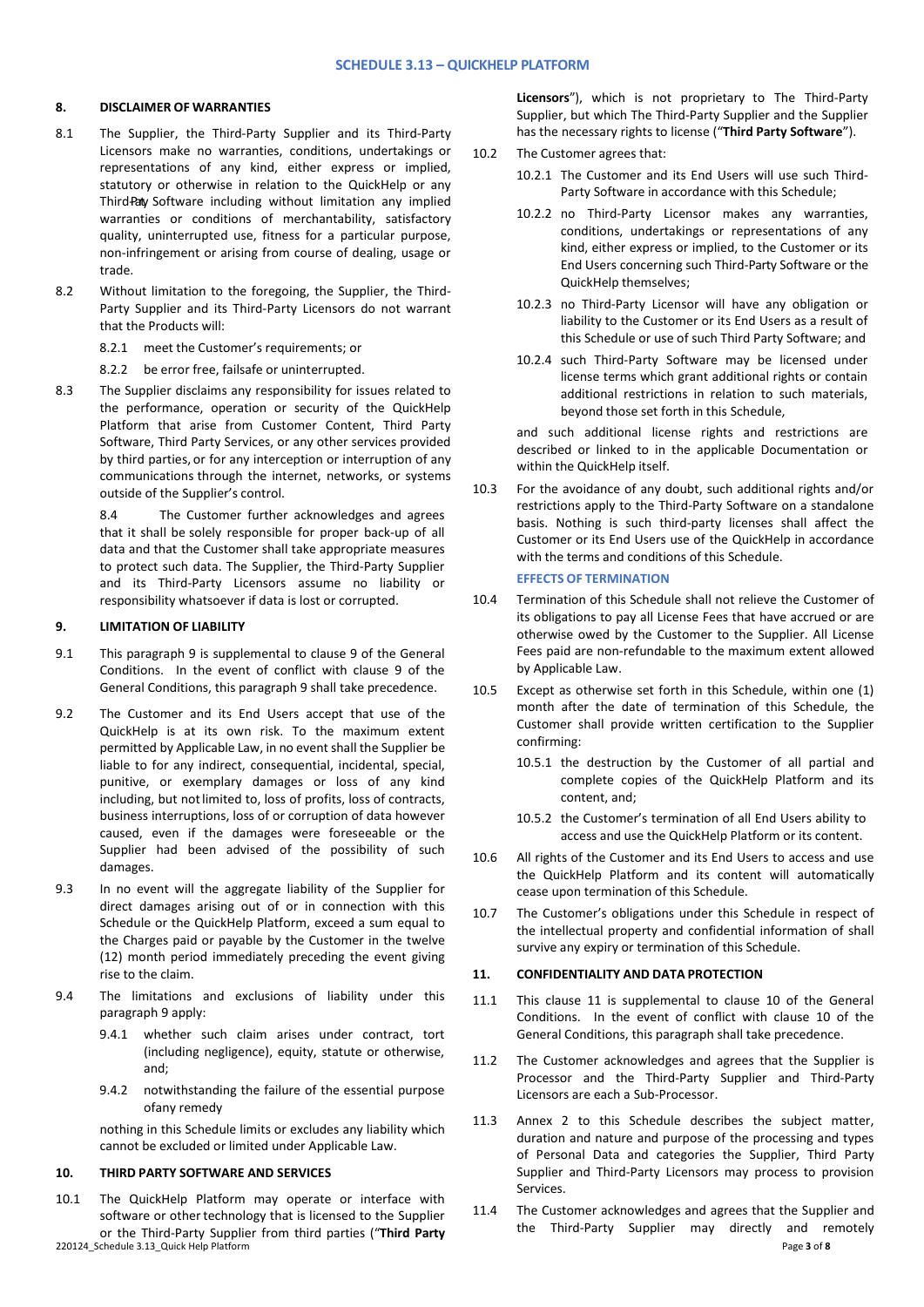### 8. DISCLAIMER OF WARRANTIES

8.1 The Supplier, the Third-Party Supplier and its Third-Party Licensors make no warranties, conditions, undertakings or representations of any kind, either express or implied, statutory or otherwise in relation to the QuickHelp or any Third-Party Software including without limitation any implied warranties or conditions of merchantability, satisfactory quality, uninterrupted use, fitness for a particular purpose, non-infringement or arising from course of dealing, usage or trade.

8.2 Without limitation to the foregoing, the Supplier, the Third-Party Supplier and its Third-Party Licensors do not warrant that the Products will:

8.2.1 meet the Customer's requirements; or

8.2.2 be error free, failsafe or uninterrupted.

8.3 The Supplier disclaims any responsibility for issues related to the performance, operation or security of the QuickHelp Platform that arise from Customer Content, Third Party Software, Third Party Services, or any other services provided by third parties, or for any interception or interruption of any communications through the internet, networks, or systems outside of the Supplier's control.

8.4 The Customer further acknowledges and agrees that it shall be solely responsible for proper back-up of all data and that the Customer shall take appropriate measures to protect such data. The Supplier, the Third-Party Supplier and its Third-Party Licensors assume no liability or responsibility whatsoever if data is lost or corrupted.

### 9. LIMITATION OF LIABILITY

9.1 This paragraph 9 is supplemental to clause 9 of the General Conditions. In the event of conflict with clause 9 of the General Conditions, this paragraph 9 shall take precedence.

9.2 The Customer and its End Users accept that use of the QuickHelp is at its own risk. To the maximum extent permitted by Applicable Law, in no event shall the Supplier be liable to for any indirect, consequential, incidental, special, punitive, or exemplary damages or loss of any kind including, but not limited to, loss of profits, loss of contracts, business interruptions, loss of or corruption of data however caused, even if the damages were foreseeable or the Supplier had been advised of the possibility of such damages.

9.3 In no event will the aggregate liability of the Supplier for direct damages arising out of or in connection with this Schedule or the QuickHelp Platform, exceed a sum equal to the Charges paid or payable by the Customer in the twelve (12) month period immediately preceding the event giving rise to the claim.

9.4 The limitations and exclusions of liability under this paragraph 9 apply:

9.4.1 whether such claim arises under contract, tort (including negligence), equity, statute or otherwise, and;

9.4.2 notwithstanding the failure of the essential purpose ofany remedy

nothing in this Schedule limits or excludes any liability which cannot be excluded or limited under Applicable Law.

### 10. THIRD PARTY SOFTWARE AND SERVICES

10.1 The QuickHelp Platform may operate or interface with software or other technology that is licensed to the Supplier or the Third-Party Supplier from third parties ("**Third Party Licensors**"), which is not proprietary to The Third-Party Supplier, but which The Third-Party Supplier and the Supplier has the necessary rights to license ("**Third Party Software**").

10.2 The Customer agrees that:

10.2.1 The Customer and its End Users will use such Third-Party Software in accordance with this Schedule;

10.2.2 no Third-Party Licensor makes any warranties, conditions, undertakings or representations of any kind, either express or implied, to the Customer or its End Users concerning such Third-Party Software or the QuickHelp themselves;

10.2.3 no Third-Party Licensor will have any obligation or liability to the Customer or its End Users as a result of this Schedule or use of such Third Party Software; and

10.2.4 such Third-Party Software may be licensed under license terms which grant additional rights or contain additional restrictions in relation to such materials, beyond those set forth in this Schedule,

and such additional license rights and restrictions are described or linked to in the applicable Documentation or within the QuickHelp itself.

10.3 For the avoidance of any doubt, such additional rights and/or restrictions apply to the Third-Party Software on a standalone basis. Nothing is such third-party licenses shall affect the Customer or its End Users use of the QuickHelp in accordance with the terms and conditions of this Schedule.

#### EFFECTS OF TERMINATION

10.4 Termination of this Schedule shall not relieve the Customer of its obligations to pay all License Fees that have accrued or are otherwise owed by the Customer to the Supplier. All License Fees paid are non-refundable to the maximum extent allowed by Applicable Law.

10.5 Except as otherwise set forth in this Schedule, within one (1) month after the date of termination of this Schedule, the Customer shall provide written certification to the Supplier confirming:

10.5.1 the destruction by the Customer of all partial and complete copies of the QuickHelp Platform and its content, and;

10.5.2 the Customer's termination of all End Users ability to access and use the QuickHelp Platform or its content.

10.6 All rights of the Customer and its End Users to access and use the QuickHelp Platform and its content will automatically cease upon termination of this Schedule.

10.7 The Customer's obligations under this Schedule in respect of the intellectual property and confidential information of shall survive any expiry or termination of this Schedule.

### 11. CONFIDENTIALITY AND DATA PROTECTION

11.1 This clause 11 is supplemental to clause 10 of the General Conditions. In the event of conflict with clause 10 of the General Conditions, this paragraph shall take precedence.

11.2 The Customer acknowledges and agrees that the Supplier is Processor and the Third-Party Supplier and Third-Party Licensors are each a Sub-Processor.

11.3 Annex 2 to this Schedule describes the subject matter, duration and nature and purpose of the processing and types of Personal Data and categories the Supplier, Third Party Supplier and Third-Party Licensors may process to provision Services.

11.4 The Customer acknowledges and agrees that the Supplier and the Third-Party Supplier may directly and remotely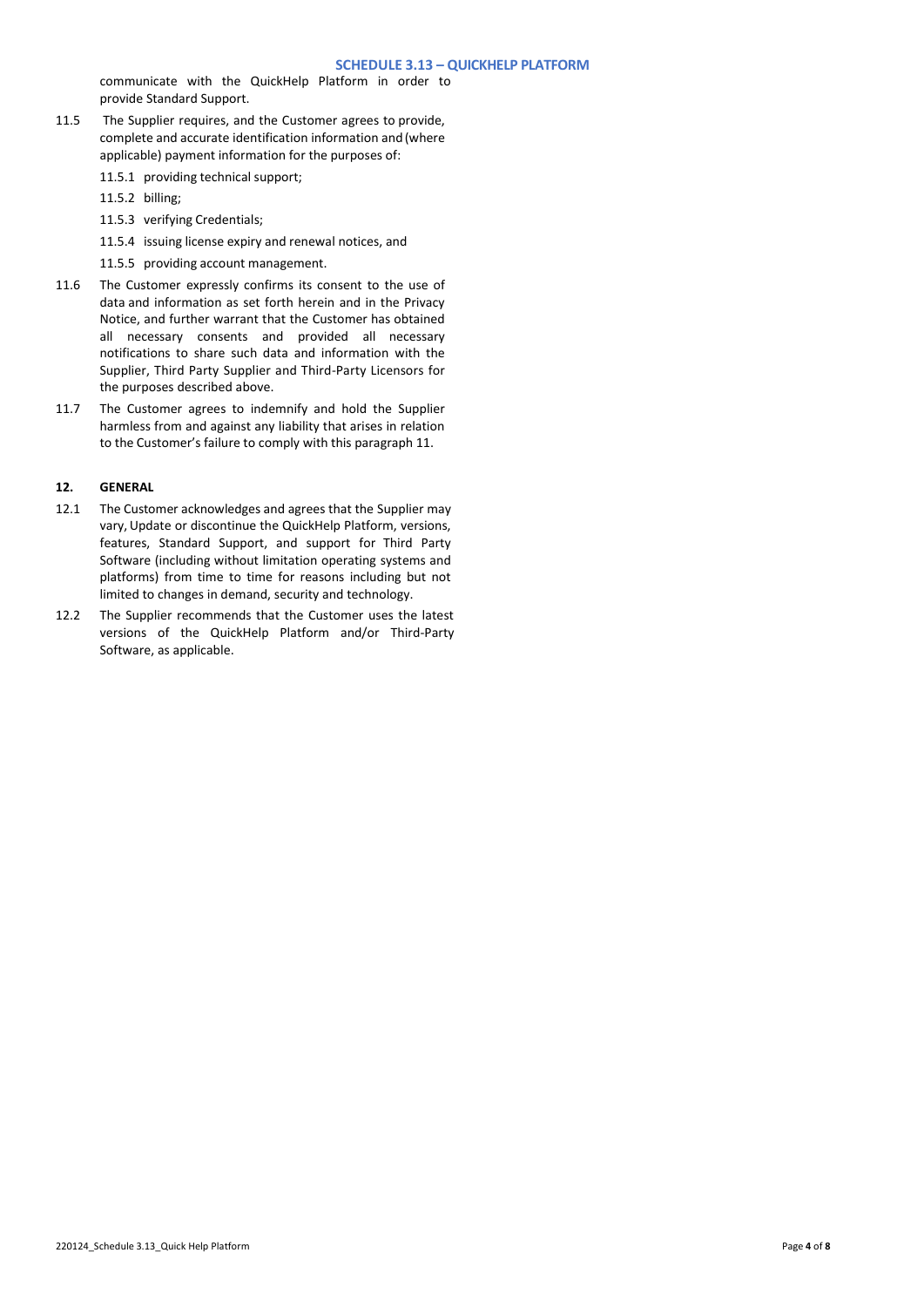communicate with the QuickHelp Platform in order to provide Standard Support.

11.5 The Supplier requires, and the Customer agrees to provide, complete and accurate identification information and (where applicable) payment information for the purposes of:

- 11.5.1 providing technical support;
- 11.5.2 billing;
- 11.5.3 verifying Credentials;
- 11.5.4 issuing license expiry and renewal notices, and
- 11.5.5 providing account management.

11.6 The Customer expressly confirms its consent to the use of data and information as set forth herein and in the Privacy Notice, and further warrant that the Customer has obtained all necessary consents and provided all necessary notifications to share such data and information with the Supplier, Third Party Supplier and Third-Party Licensors for the purposes described above.

11.7 The Customer agrees to indemnify and hold the Supplier harmless from and against any liability that arises in relation to the Customer's failure to comply with this paragraph 11.

## 12. GENERAL

12.1 The Customer acknowledges and agrees that the Supplier may vary, Update or discontinue the QuickHelp Platform, versions, features, Standard Support, and support for Third Party Software (including without limitation operating systems and platforms) from time to time for reasons including but not limited to changes in demand, security and technology.

12.2 The Supplier recommends that the Customer uses the latest versions of the QuickHelp Platform and/or Third-Party Software, as applicable.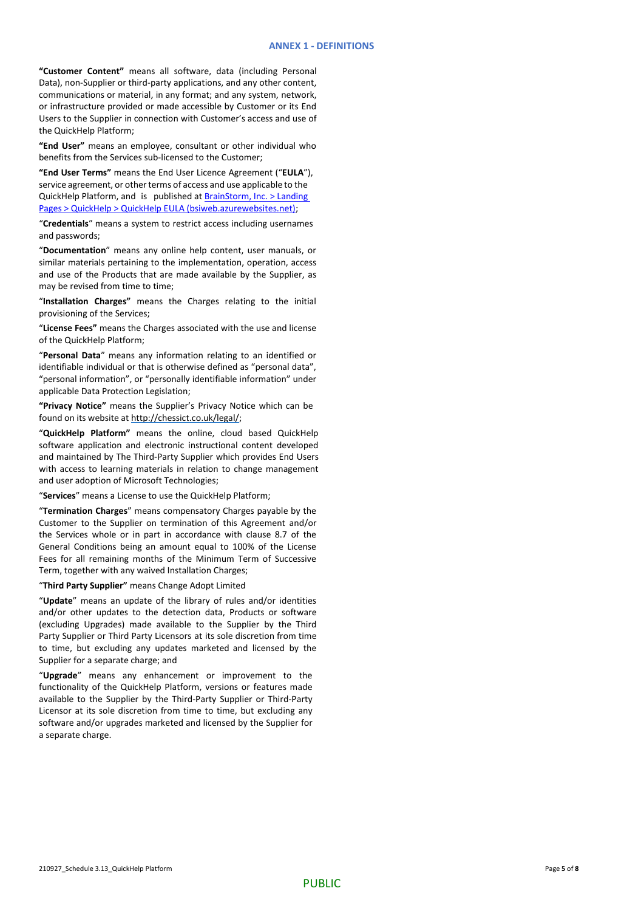## ANNEX 1 - DEFINITIONS

**"Customer Content"** means all software, data (including Personal Data), non-Supplier or third-party applications, and any other content, communications or material, in any format; and any system, network, or infrastructure provided or made accessible by Customer or its End Users to the Supplier in connection with Customer's access and use of the QuickHelp Platform;

**"End User"** means an employee, consultant or other individual who benefits from the Services sub-licensed to the Customer;

**"End User Terms"** means the End User Licence Agreement ("**EULA**"), service agreement, or other terms of access and use applicable to the QuickHelp Platform, and is published at [BrainStorm, Inc. > Landing Pages > QuickHelp > QuickHelp EULA (bsiweb.azurewebsites.net)](BrainStorm, Inc. > Landing Pages > QuickHelp > QuickHelp EULA (bsiweb.azurewebsites.net));

"**Credentials**" means a system to restrict access including usernames and passwords;

"**Documentation**" means any online help content, user manuals, or similar materials pertaining to the implementation, operation, access and use of the Products that are made available by the Supplier, as may be revised from time to time;

"**Installation Charges"** means the Charges relating to the initial provisioning of the Services;

"**License Fees"** means the Charges associated with the use and license of the QuickHelp Platform;

"**Personal Data**" means any information relating to an identified or identifiable individual or that is otherwise defined as "personal data", "personal information", or "personally identifiable information" under applicable Data Protection Legislation;

**"Privacy Notice"** means the Supplier's Privacy Notice which can be found on its website at http://chessict.co.uk/legal/;

"**QuickHelp Platform**" means the online, cloud based QuickHelp software application and electronic instructional content developed and maintained by The Third-Party Supplier which provides End Users with access to learning materials in relation to change management and user adoption of Microsoft Technologies;

"**Services**" means a License to use the QuickHelp Platform;

"**Termination Charges**" means compensatory Charges payable by the Customer to the Supplier on termination of this Agreement and/or the Services whole or in part in accordance with clause 8.7 of the General Conditions being an amount equal to 100% of the License Fees for all remaining months of the Minimum Term of Successive Term, together with any waived Installation Charges;

"**Third Party Supplier"** means Change Adopt Limited

"**Update**" means an update of the library of rules and/or identities and/or other updates to the detection data, Products or software (excluding Upgrades) made available to the Supplier by the Third Party Supplier or Third Party Licensors at its sole discretion from time to time, but excluding any updates marketed and licensed by the Supplier for a separate charge; and

"**Upgrade**" means any enhancement or improvement to the functionality of the QuickHelp Platform, versions or features made available to the Supplier by the Third-Party Supplier or Third-Party Licensor at its sole discretion from time to time, but excluding any software and/or upgrades marketed and licensed by the Supplier for a separate charge.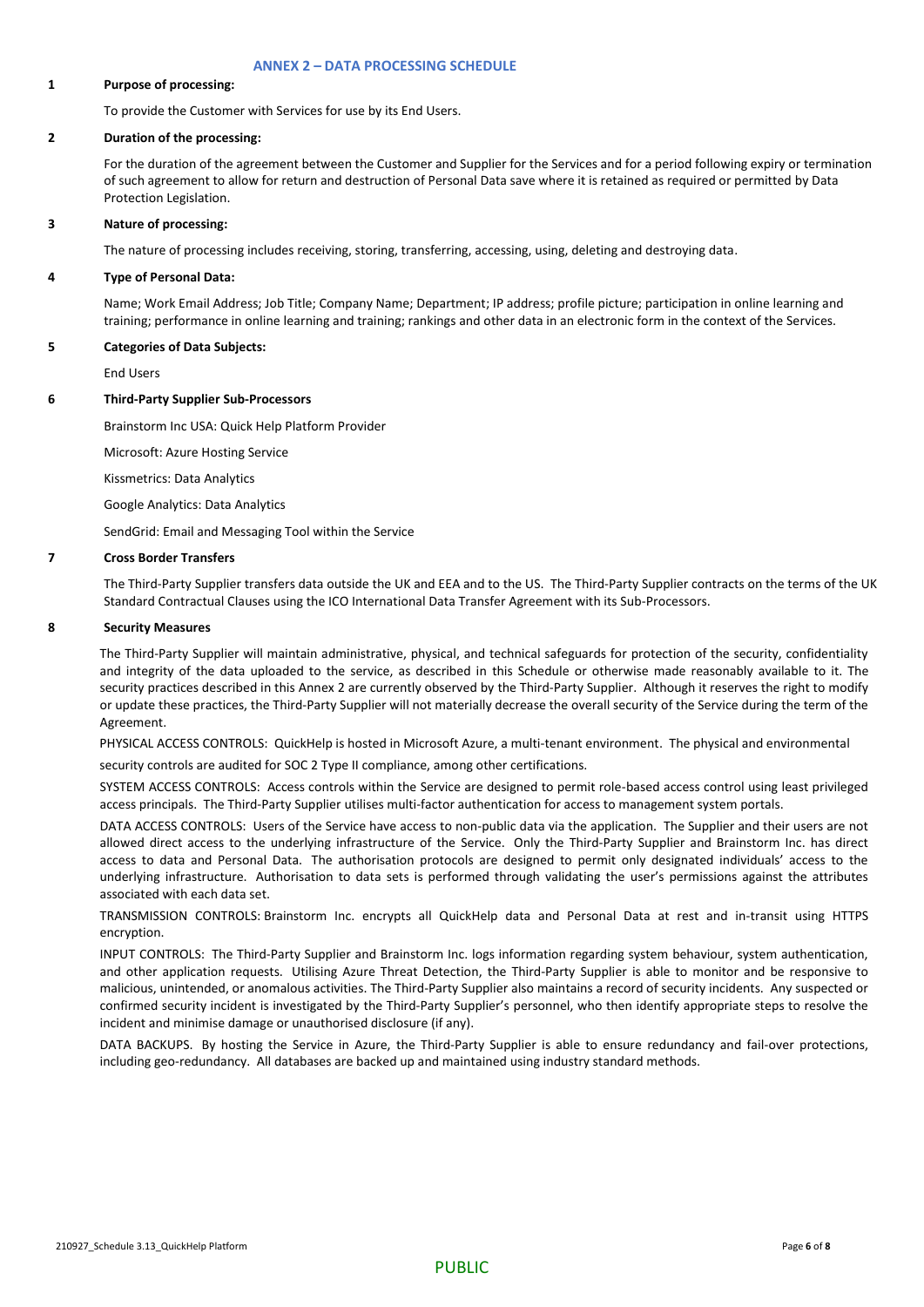## ANNEX 2 – DATA PROCESSING SCHEDULE

**1 Purpose of processing:**

To provide the Customer with Services for use by its End Users.

**2 Duration of the processing:**

For the duration of the agreement between the Customer and Supplier for the Services and for a period following expiry or termination of such agreement to allow for return and destruction of Personal Data save where it is retained as required or permitted by Data Protection Legislation.

**3 Nature of processing:**

The nature of processing includes receiving, storing, transferring, accessing, using, deleting and destroying data.

**4 Type of Personal Data:**

Name; Work Email Address; Job Title; Company Name; Department; IP address; profile picture; participation in online learning and training; performance in online learning and training; rankings and other data in an electronic form in the context of the Services.

**5 Categories of Data Subjects:**

End Users

**6 Third-Party Supplier Sub-Processors**

Brainstorm Inc USA: Quick Help Platform Provider

Microsoft: Azure Hosting Service

Kissmetrics: Data Analytics

Google Analytics: Data Analytics

SendGrid: Email and Messaging Tool within the Service

**7 Cross Border Transfers**

The Third-Party Supplier transfers data outside the UK and EEA and to the US. The Third-Party Supplier contracts on the terms of the UK Standard Contractual Clauses using the ICO International Data Transfer Agreement with its Sub-Processors.

**8 Security Measures**

The Third-Party Supplier will maintain administrative, physical, and technical safeguards for protection of the security, confidentiality and integrity of the data uploaded to the service, as described in this Schedule or otherwise made reasonably available to it. The security practices described in this Annex 2 are currently observed by the Third-Party Supplier. Although it reserves the right to modify or update these practices, the Third-Party Supplier will not materially decrease the overall security of the Service during the term of the Agreement.

PHYSICAL ACCESS CONTROLS: QuickHelp is hosted in Microsoft Azure, a multi-tenant environment. The physical and environmental security controls are audited for SOC 2 Type II compliance, among other certifications.

SYSTEM ACCESS CONTROLS: Access controls within the Service are designed to permit role-based access control using least privileged access principals. The Third-Party Supplier utilises multi-factor authentication for access to management system portals.

DATA ACCESS CONTROLS: Users of the Service have access to non-public data via the application. The Supplier and their users are not allowed direct access to the underlying infrastructure of the Service. Only the Third-Party Supplier and Brainstorm Inc. has direct access to data and Personal Data. The authorisation protocols are designed to permit only designated individuals' access to the underlying infrastructure. Authorisation to data sets is performed through validating the user's permissions against the attributes associated with each data set.

TRANSMISSION CONTROLS: Brainstorm Inc. encrypts all QuickHelp data and Personal Data at rest and in-transit using HTTPS encryption.

INPUT CONTROLS: The Third-Party Supplier and Brainstorm Inc. logs information regarding system behaviour, system authentication, and other application requests. Utilising Azure Threat Detection, the Third-Party Supplier is able to monitor and be responsive to malicious, unintended, or anomalous activities. The Third-Party Supplier also maintains a record of security incidents. Any suspected or confirmed security incident is investigated by the Third-Party Supplier's personnel, who then identify appropriate steps to resolve the incident and minimise damage or unauthorised disclosure (if any).

DATA BACKUPS. By hosting the Service in Azure, the Third-Party Supplier is able to ensure redundancy and fail-over protections, including geo-redundancy. All databases are backed up and maintained using industry standard methods.